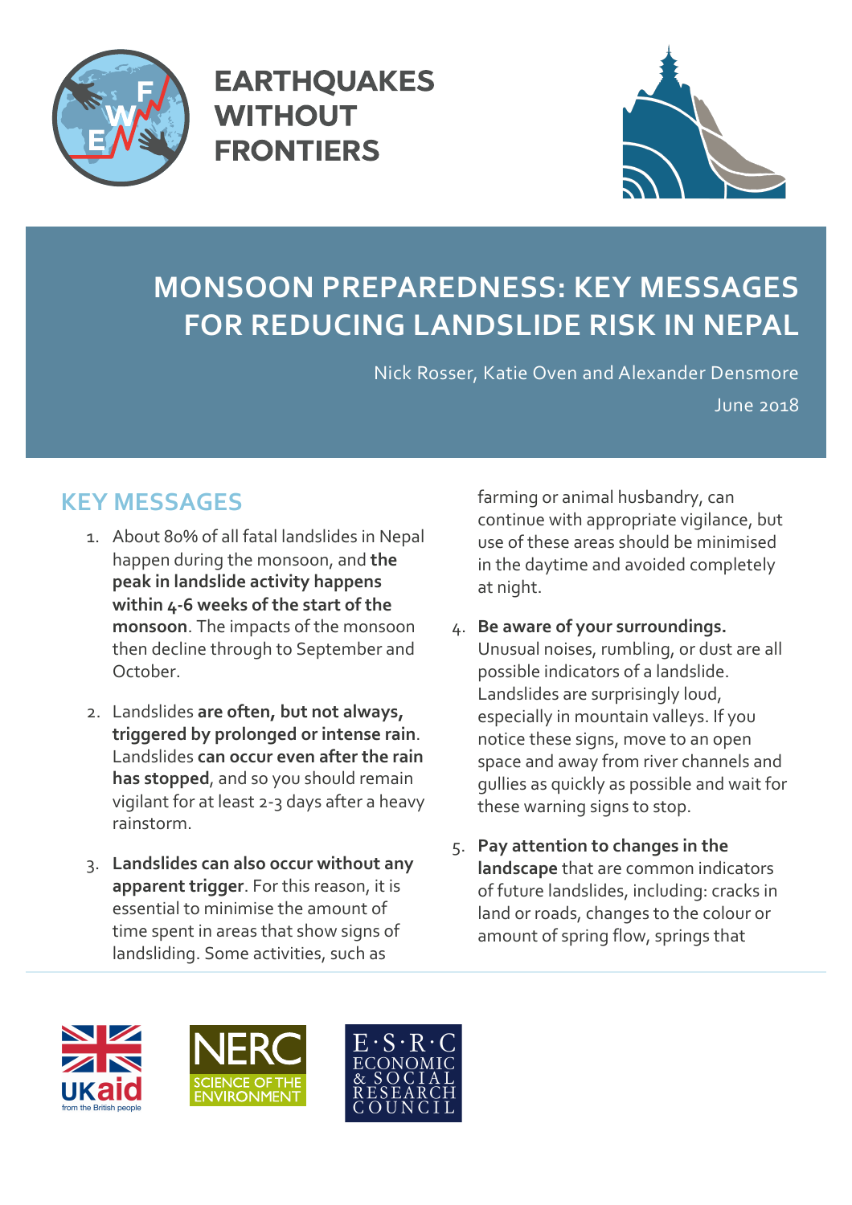EARTHQUAKES WITHOUT FRONTIERS

# MONSOON PREPAREDNESS: KEY MESSAGES FOR REDUCING LANDSLIDE RISK IN NEPAL

Nick Rosser, Katie Oven and Alexander Densmore

June 2018

## KEY MESSAGES

1. About 80% of all fatal landslides in Nepal happen during the monsoon, and **the peak in landslide activity happens within 4-6 weeks of the start of the monsoon**. The impacts of the monsoon then decline through to September and October.

2. Landslides **are often, but not always, triggered by prolonged or intense rain**. Landslides **can occur even after the rain has stopped**, and so you should remain vigilant for at least 2-3 days after a heavy rainstorm.

3. **Landslides can also occur without any apparent trigger**. For this reason, it is essential to minimise the amount of time spent in areas that show signs of landsliding. Some activities, such as farming or animal husbandry, can continue with appropriate vigilance, but use of these areas should be minimised in the daytime and avoided completely at night.

4. **Be aware of your surroundings.** Unusual noises, rumbling, or dust are all possible indicators of a landslide. Landslides are surprisingly loud, especially in mountain valleys. If you notice these signs, move to an open space and away from river channels and gullies as quickly as possible and wait for these warning signs to stop.

5. **Pay attention to changes in the landscape** that are common indicators of future landslides, including: cracks in land or roads, changes to the colour or amount of spring flow, springs that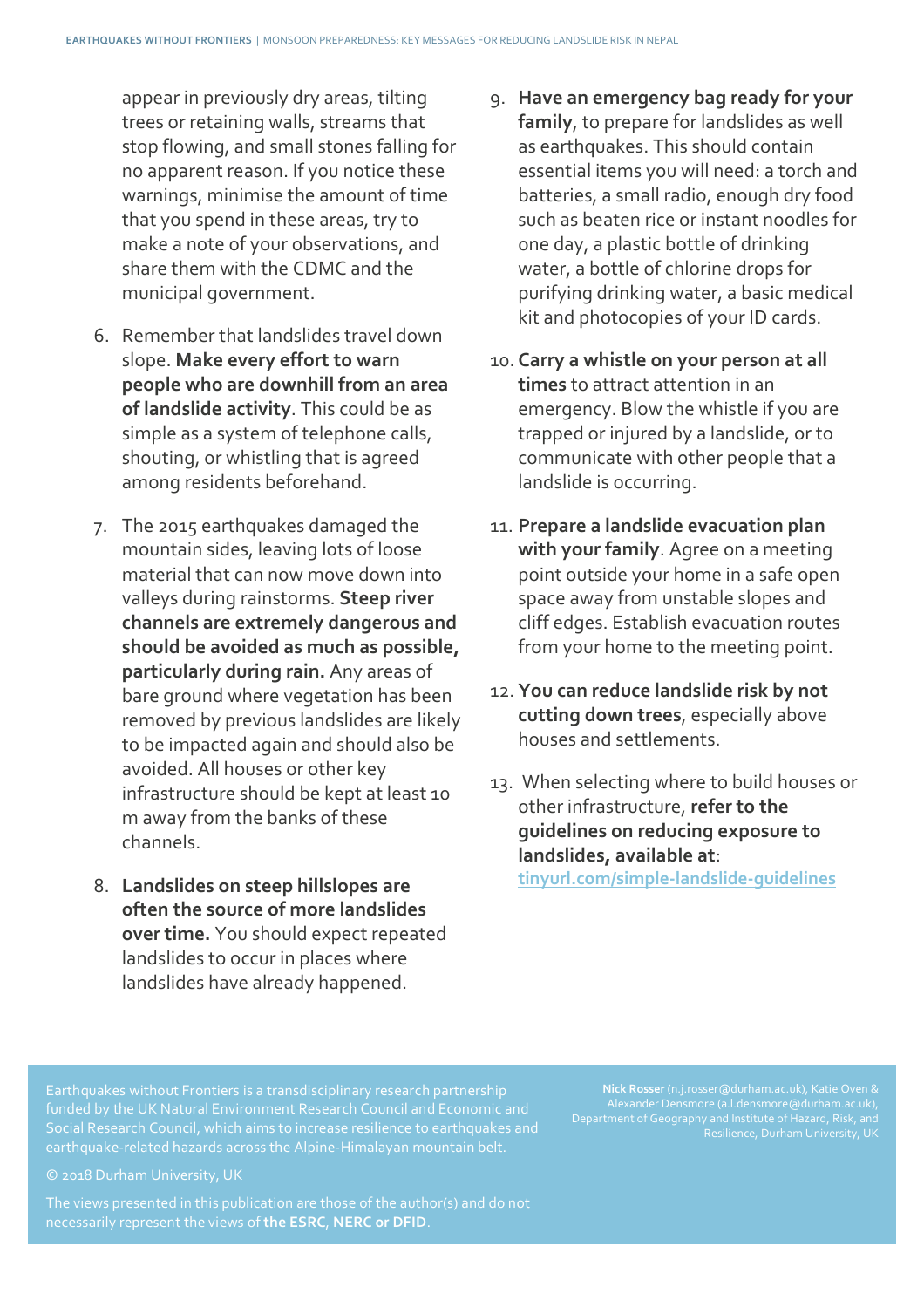appear in previously dry areas, tilting trees or retaining walls, streams that stop flowing, and small stones falling for no apparent reason. If you notice these warnings, minimise the amount of time that you spend in these areas, try to make a note of your observations, and share them with the CDMC and the municipal government.

6. Remember that landslides travel down slope. **Make every effort to warn people who are downhill from an area of landslide activity**. This could be as simple as a system of telephone calls, shouting, or whistling that is agreed among residents beforehand.

7. The 2015 earthquakes damaged the mountain sides, leaving lots of loose material that can now move down into valleys during rainstorms. **Steep river channels are extremely dangerous and should be avoided as much as possible, particularly during rain.** Any areas of bare ground where vegetation has been removed by previous landslides are likely to be impacted again and should also be avoided. All houses or other key infrastructure should be kept at least 10 m away from the banks of these channels.

8. **Landslides on steep hillslopes are often the source of more landslides over time.** You should expect repeated landslides to occur in places where landslides have already happened.

9. **Have an emergency bag ready for your family**, to prepare for landslides as well as earthquakes. This should contain essential items you will need: a torch and batteries, a small radio, enough dry food such as beaten rice or instant noodles for one day, a plastic bottle of drinking water, a bottle of chlorine drops for purifying drinking water, a basic medical kit and photocopies of your ID cards.

10. **Carry a whistle on your person at all times** to attract attention in an emergency. Blow the whistle if you are trapped or injured by a landslide, or to communicate with other people that a landslide is occurring.

11. **Prepare a landslide evacuation plan with your family**. Agree on a meeting point outside your home in a safe open space away from unstable slopes and cliff edges. Establish evacuation routes from your home to the meeting point.

12. **You can reduce landslide risk by not cutting down trees**, especially above houses and settlements.

13. When selecting where to build houses or other infrastructure, **refer to the guidelines on reducing exposure to landslides, available at**: tinyurl.com/simple-landslide-guidelines

Earthquakes without Frontiers is a transdisciplinary research partnership funded by the UK Natural Environment Research Council and Economic and Social Research Council, which aims to increase resilience to earthquakes and earthquake-related hazards across the Alpine-Himalayan mountain belt.

© 2018 Durham University, UK

The views presented in this publication are those of the author(s) and do not necessarily represent the views of **the ESRC**, **NERC or DFID**.

**Nick Rosser** (n.j.rosser@durham.ac.uk), Katie Oven & Alexander Densmore (a.l.densmore@durham.ac.uk), Department of Geography and Institute of Hazard, Risk, and Resilience, Durham University, UK